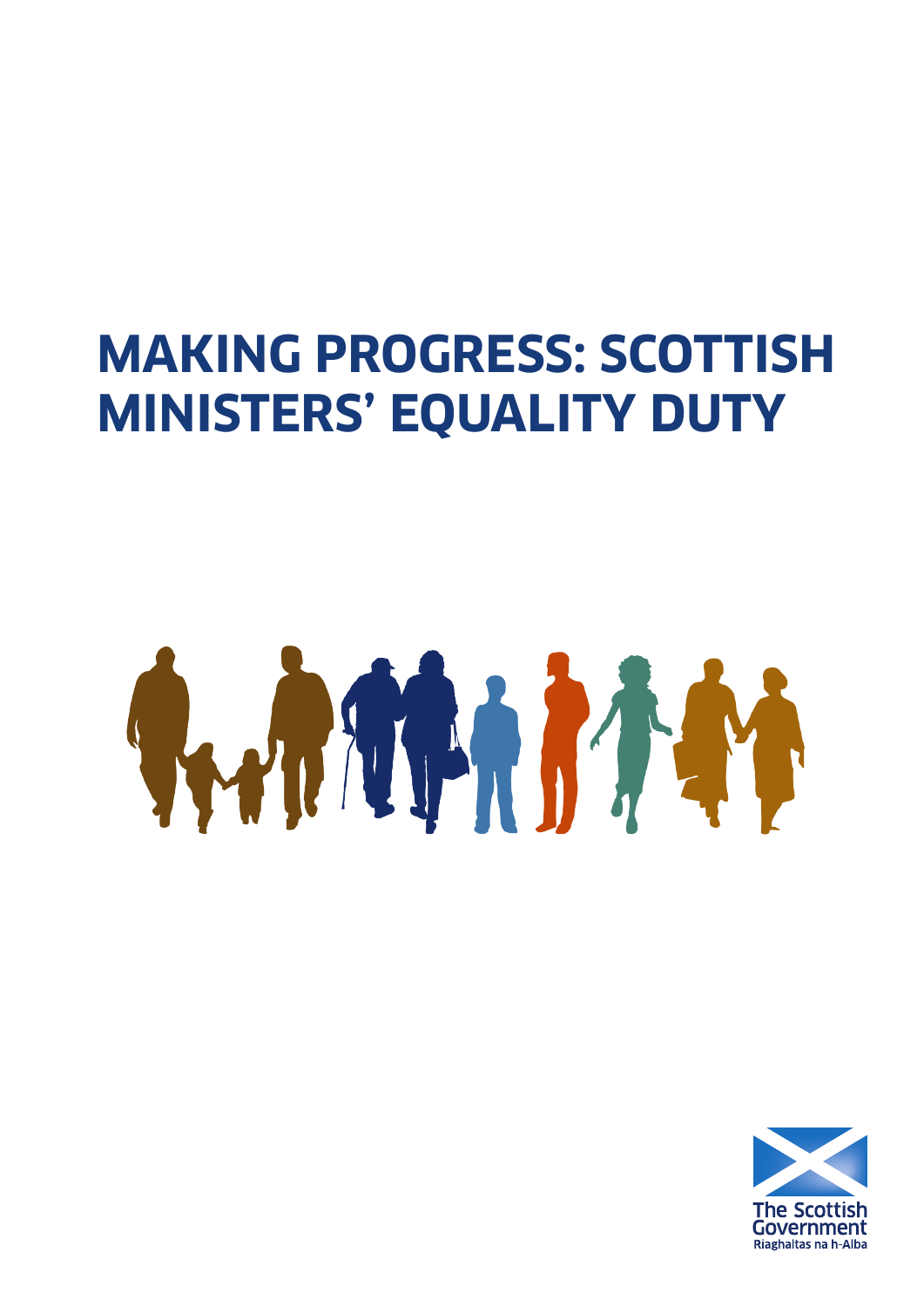# MAKING PROGRESS: SCOTTISH MINISTERS' EQUALITY DUTY

The Scottish Government
Riaghaltas na h-Alba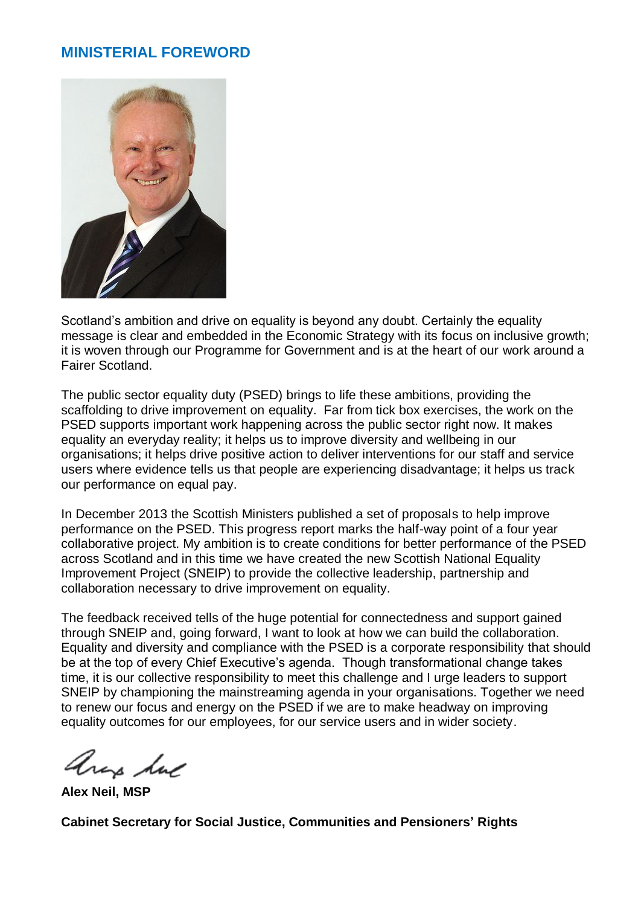## MINISTERIAL FOREWORD

Scotland's ambition and drive on equality is beyond any doubt. Certainly the equality message is clear and embedded in the Economic Strategy with its focus on inclusive growth; it is woven through our Programme for Government and is at the heart of our work around a Fairer Scotland.

The public sector equality duty (PSED) brings to life these ambitions, providing the scaffolding to drive improvement on equality. Far from tick box exercises, the work on the PSED supports important work happening across the public sector right now. It makes equality an everyday reality; it helps us to improve diversity and wellbeing in our organisations; it helps drive positive action to deliver interventions for our staff and service users where evidence tells us that people are experiencing disadvantage; it helps us track our performance on equal pay.

In December 2013 the Scottish Ministers published a set of proposals to help improve performance on the PSED. This progress report marks the half-way point of a four year collaborative project. My ambition is to create conditions for better performance of the PSED across Scotland and in this time we have created the new Scottish National Equality Improvement Project (SNEIP) to provide the collective leadership, partnership and collaboration necessary to drive improvement on equality.

The feedback received tells of the huge potential for connectedness and support gained through SNEIP and, going forward, I want to look at how we can build the collaboration. Equality and diversity and compliance with the PSED is a corporate responsibility that should be at the top of every Chief Executive's agenda. Though transformational change takes time, it is our collective responsibility to meet this challenge and I urge leaders to support SNEIP by championing the mainstreaming agenda in your organisations. Together we need to renew our focus and energy on the PSED if we are to make headway on improving equality outcomes for our employees, for our service users and in wider society.

**Alex Neil, MSP**

**Cabinet Secretary for Social Justice, Communities and Pensioners' Rights**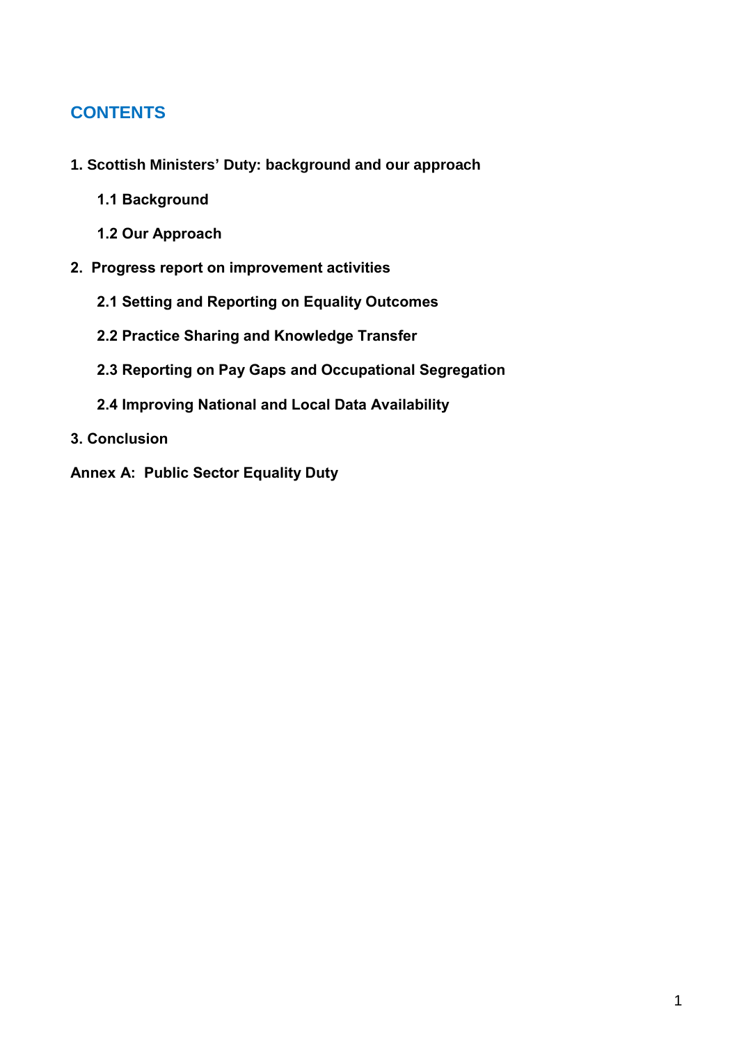# CONTENTS

**1. Scottish Ministers' Duty: background and our approach**

- **1.1 Background**
- **1.2 Our Approach**

**2. Progress report on improvement activities**

- **2.1 Setting and Reporting on Equality Outcomes**
- **2.2 Practice Sharing and Knowledge Transfer**
- **2.3 Reporting on Pay Gaps and Occupational Segregation**
- **2.4 Improving National and Local Data Availability**

**3. Conclusion**

**Annex A: Public Sector Equality Duty**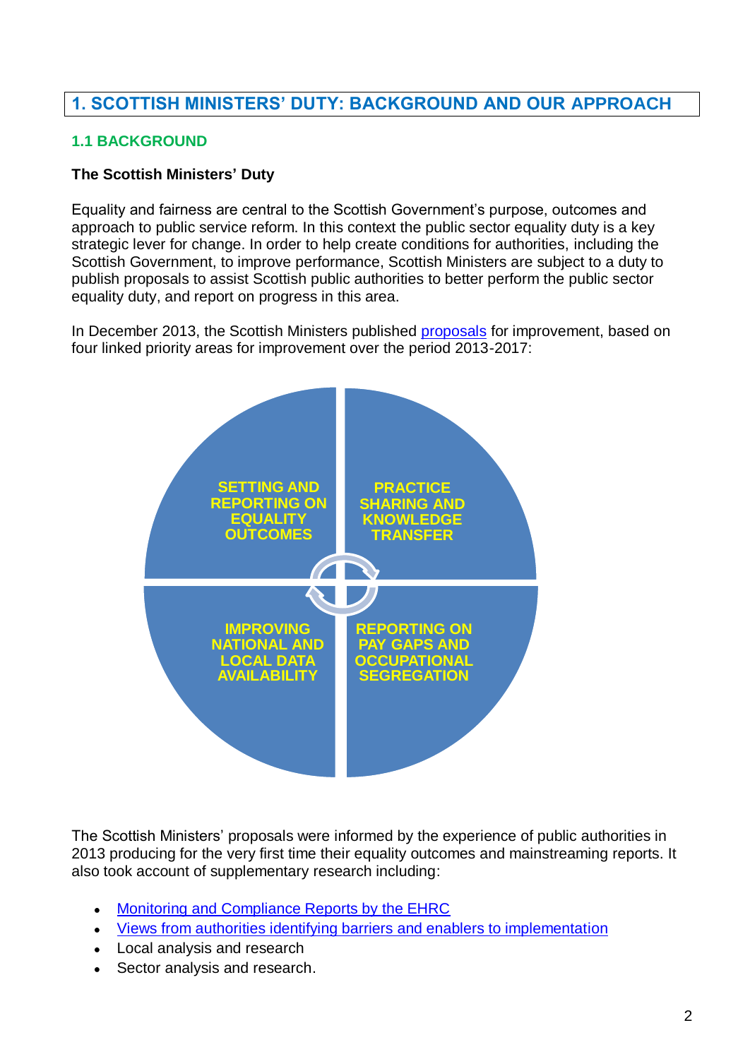## 1. SCOTTISH MINISTERS' DUTY: BACKGROUND AND OUR APPROACH

### 1.1 BACKGROUND

**The Scottish Ministers' Duty**

Equality and fairness are central to the Scottish Government's purpose, outcomes and approach to public service reform. In this context the public sector equality duty is a key strategic lever for change. In order to help create conditions for authorities, including the Scottish Government, to improve performance, Scottish Ministers are subject to a duty to publish proposals to assist Scottish public authorities to better perform the public sector equality duty, and report on progress in this area.

In December 2013, the Scottish Ministers published proposals for improvement, based on four linked priority areas for improvement over the period 2013-2017:

- SETTING AND REPORTING ON EQUALITY OUTCOMES
- PRACTICE SHARING AND KNOWLEDGE TRANSFER
- IMPROVING NATIONAL AND LOCAL DATA AVAILABILITY
- REPORTING ON PAY GAPS AND OCCUPATIONAL SEGREGATION

The Scottish Ministers' proposals were informed by the experience of public authorities in 2013 producing for the very first time their equality outcomes and mainstreaming reports. It also took account of supplementary research including:

- Monitoring and Compliance Reports by the EHRC
- Views from authorities identifying barriers and enablers to implementation
- Local analysis and research
- Sector analysis and research.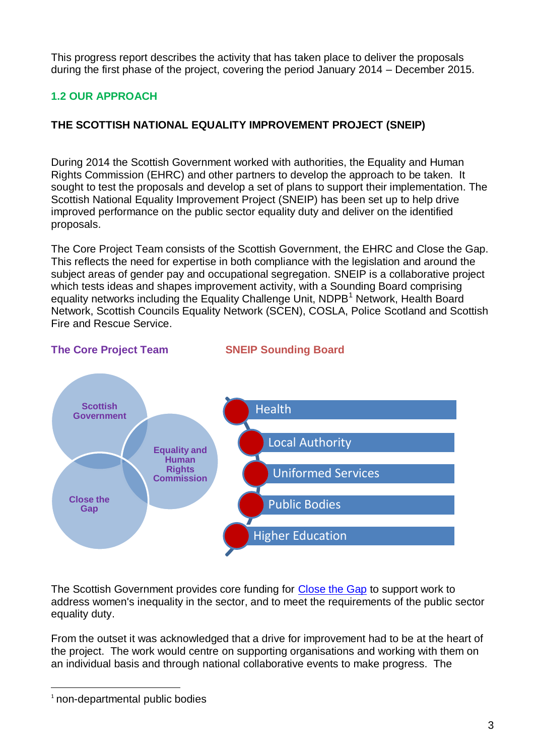This progress report describes the activity that has taken place to deliver the proposals during the first phase of the project, covering the period January 2014 – December 2015.

### 1.2 OUR APPROACH

**THE SCOTTISH NATIONAL EQUALITY IMPROVEMENT PROJECT (SNEIP)**

During 2014 the Scottish Government worked with authorities, the Equality and Human Rights Commission (EHRC) and other partners to develop the approach to be taken. It sought to test the proposals and develop a set of plans to support their implementation. The Scottish National Equality Improvement Project (SNEIP) has been set up to help drive improved performance on the public sector equality duty and deliver on the identified proposals.

The Core Project Team consists of the Scottish Government, the EHRC and Close the Gap. This reflects the need for expertise in both compliance with the legislation and around the subject areas of gender pay and occupational segregation. SNEIP is a collaborative project which tests ideas and shapes improvement activity, with a Sounding Board comprising equality networks including the Equality Challenge Unit, NDPB[1] Network, Health Board Network, Scottish Councils Equality Network (SCEN), COSLA, Police Scotland and Scottish Fire and Rescue Service.

**The Core Project Team**

- Scottish Government
- Equality and Human Rights Commission
- Close the Gap

**SNEIP Sounding Board**

- Health
- Local Authority
- Uniformed Services
- Public Bodies
- Higher Education

The Scottish Government provides core funding for Close the Gap to support work to address women's inequality in the sector, and to meet the requirements of the public sector equality duty.

From the outset it was acknowledged that a drive for improvement had to be at the heart of the project. The work would centre on supporting organisations and working with them on an individual basis and through national collaborative events to make progress. The

[1] non-departmental public bodies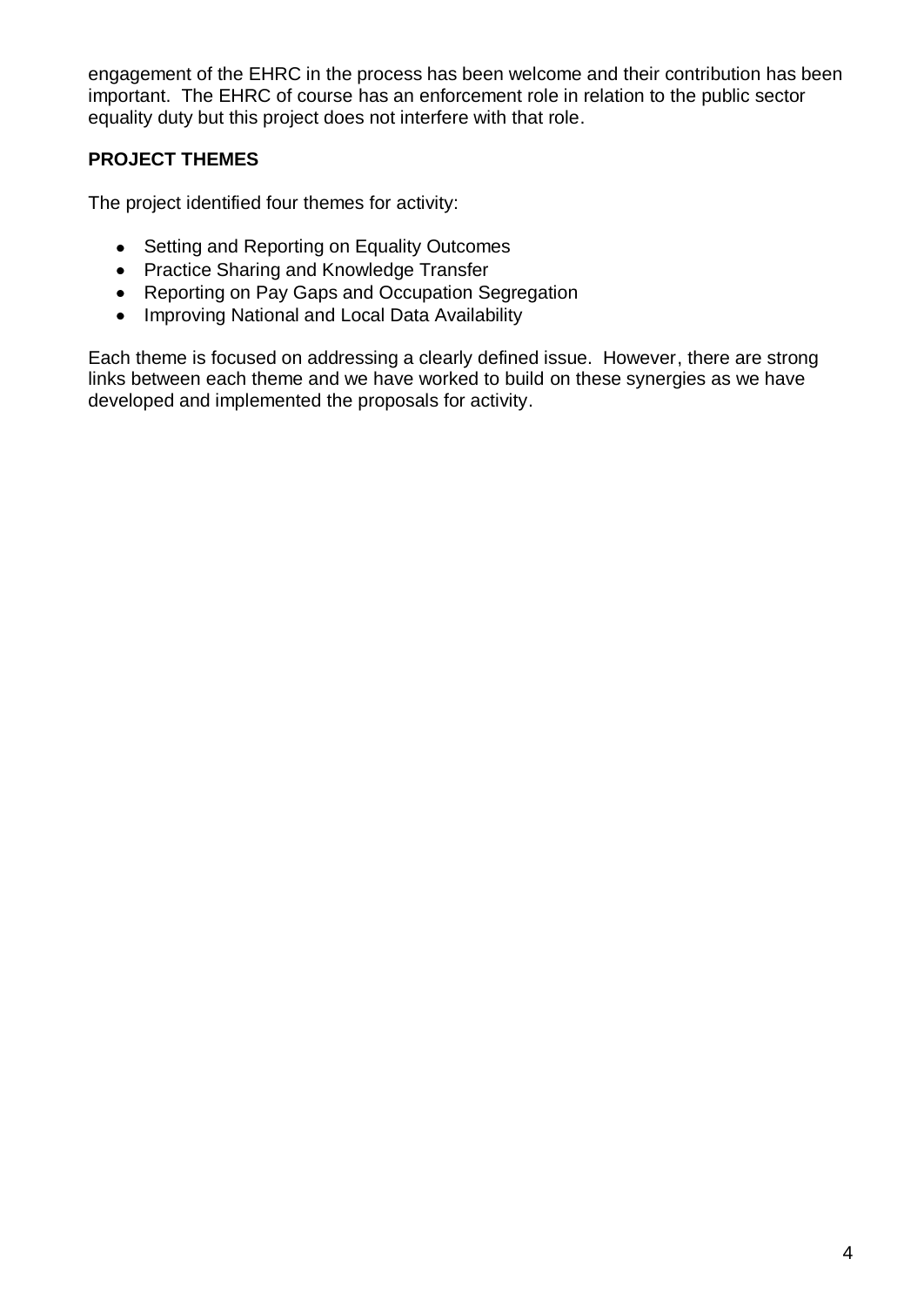engagement of the EHRC in the process has been welcome and their contribution has been important. The EHRC of course has an enforcement role in relation to the public sector equality duty but this project does not interfere with that role.

**PROJECT THEMES**

The project identified four themes for activity:

- Setting and Reporting on Equality Outcomes
- Practice Sharing and Knowledge Transfer
- Reporting on Pay Gaps and Occupation Segregation
- Improving National and Local Data Availability

Each theme is focused on addressing a clearly defined issue. However, there are strong links between each theme and we have worked to build on these synergies as we have developed and implemented the proposals for activity.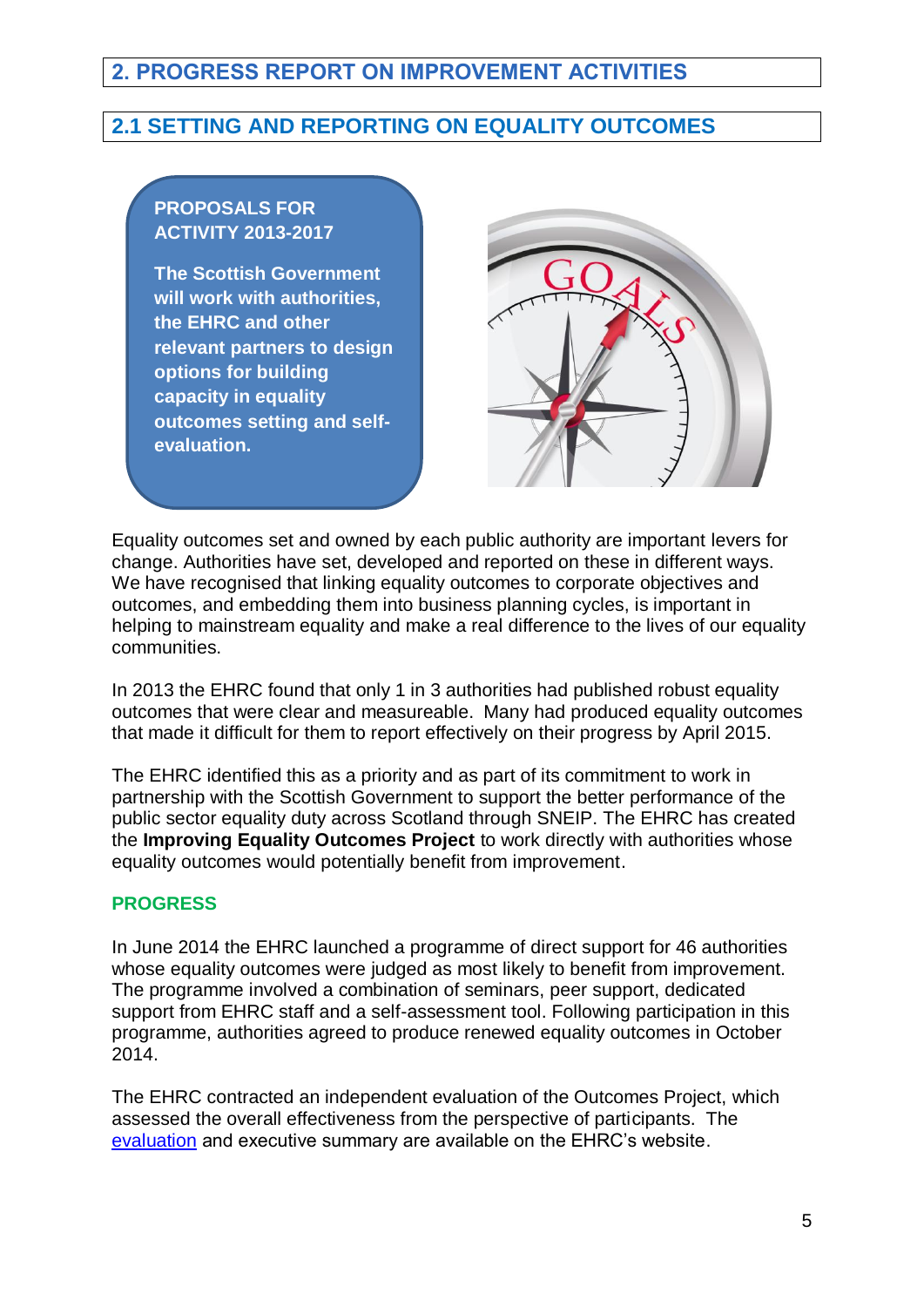## 2. PROGRESS REPORT ON IMPROVEMENT ACTIVITIES

### 2.1 SETTING AND REPORTING ON EQUALITY OUTCOMES

**PROPOSALS FOR ACTIVITY 2013-2017**

**The Scottish Government will work with authorities, the EHRC and other relevant partners to design options for building capacity in equality outcomes setting and self-evaluation.**

Equality outcomes set and owned by each public authority are important levers for change. Authorities have set, developed and reported on these in different ways. We have recognised that linking equality outcomes to corporate objectives and outcomes, and embedding them into business planning cycles, is important in helping to mainstream equality and make a real difference to the lives of our equality communities.

In 2013 the EHRC found that only 1 in 3 authorities had published robust equality outcomes that were clear and measureable. Many had produced equality outcomes that made it difficult for them to report effectively on their progress by April 2015.

The EHRC identified this as a priority and as part of its commitment to work in partnership with the Scottish Government to support the better performance of the public sector equality duty across Scotland through SNEIP. The EHRC has created the **Improving Equality Outcomes Project** to work directly with authorities whose equality outcomes would potentially benefit from improvement.

#### PROGRESS

In June 2014 the EHRC launched a programme of direct support for 46 authorities whose equality outcomes were judged as most likely to benefit from improvement. The programme involved a combination of seminars, peer support, dedicated support from EHRC staff and a self-assessment tool. Following participation in this programme, authorities agreed to produce renewed equality outcomes in October 2014.

The EHRC contracted an independent evaluation of the Outcomes Project, which assessed the overall effectiveness from the perspective of participants. The evaluation and executive summary are available on the EHRC's website.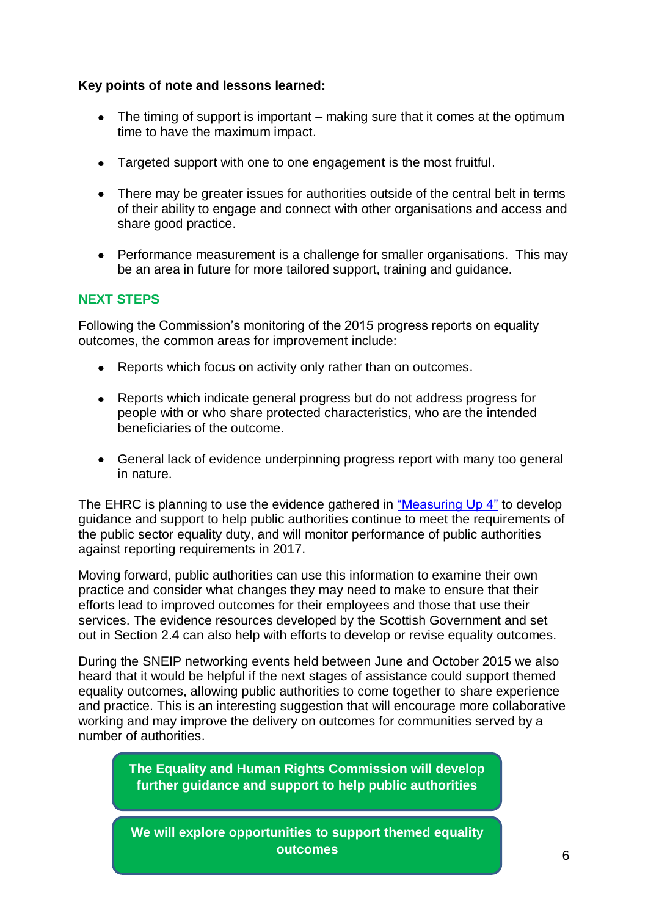**Key points of note and lessons learned:**

- The timing of support is important – making sure that it comes at the optimum time to have the maximum impact.
- Targeted support with one to one engagement is the most fruitful.
- There may be greater issues for authorities outside of the central belt in terms of their ability to engage and connect with other organisations and access and share good practice.
- Performance measurement is a challenge for smaller organisations. This may be an area in future for more tailored support, training and guidance.

## NEXT STEPS

Following the Commission's monitoring of the 2015 progress reports on equality outcomes, the common areas for improvement include:

- Reports which focus on activity only rather than on outcomes.
- Reports which indicate general progress but do not address progress for people with or who share protected characteristics, who are the intended beneficiaries of the outcome.
- General lack of evidence underpinning progress report with many too general in nature.

The EHRC is planning to use the evidence gathered in "Measuring Up 4" to develop guidance and support to help public authorities continue to meet the requirements of the public sector equality duty, and will monitor performance of public authorities against reporting requirements in 2017.

Moving forward, public authorities can use this information to examine their own practice and consider what changes they may need to make to ensure that their efforts lead to improved outcomes for their employees and those that use their services. The evidence resources developed by the Scottish Government and set out in Section 2.4 can also help with efforts to develop or revise equality outcomes.

During the SNEIP networking events held between June and October 2015 we also heard that it would be helpful if the next stages of assistance could support themed equality outcomes, allowing public authorities to come together to share experience and practice. This is an interesting suggestion that will encourage more collaborative working and may improve the delivery on outcomes for communities served by a number of authorities.

**The Equality and Human Rights Commission will develop further guidance and support to help public authorities**

**We will explore opportunities to support themed equality outcomes**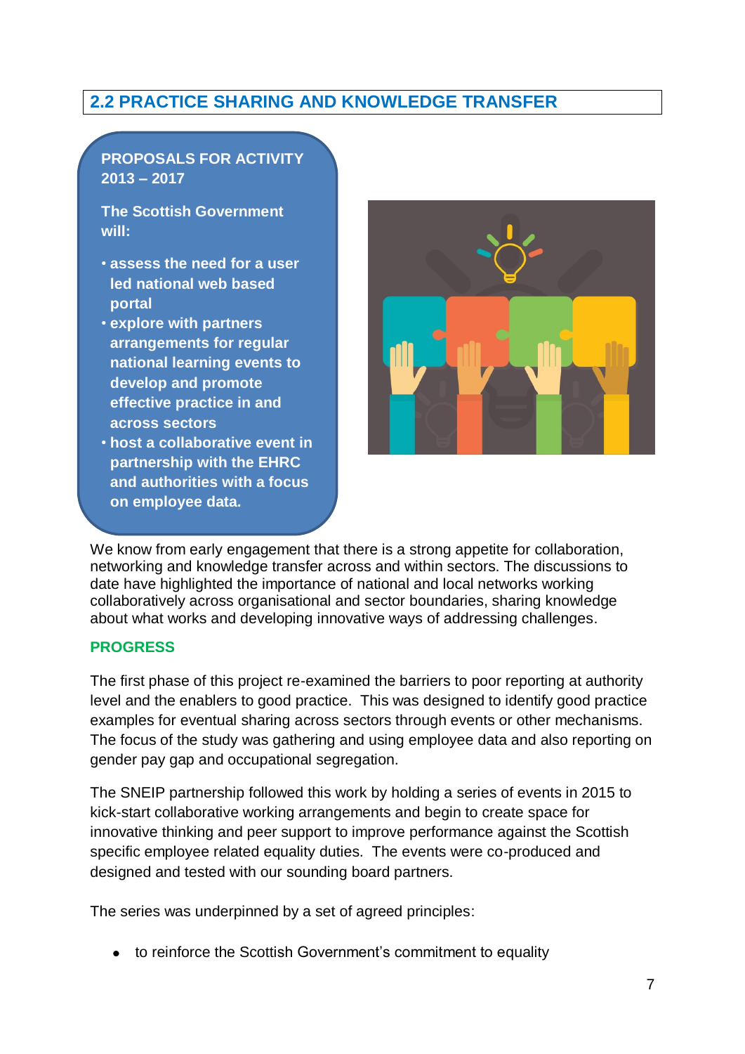## 2.2 PRACTICE SHARING AND KNOWLEDGE TRANSFER

**PROPOSALS FOR ACTIVITY 2013 – 2017**

**The Scottish Government will:**

- **assess the need for a user led national web based portal**
- **explore with partners arrangements for regular national learning events to develop and promote effective practice in and across sectors**
- **host a collaborative event in partnership with the EHRC and authorities with a focus on employee data.**

We know from early engagement that there is a strong appetite for collaboration, networking and knowledge transfer across and within sectors. The discussions to date have highlighted the importance of national and local networks working collaboratively across organisational and sector boundaries, sharing knowledge about what works and developing innovative ways of addressing challenges.

### PROGRESS

The first phase of this project re-examined the barriers to poor reporting at authority level and the enablers to good practice. This was designed to identify good practice examples for eventual sharing across sectors through events or other mechanisms. The focus of the study was gathering and using employee data and also reporting on gender pay gap and occupational segregation.

The SNEIP partnership followed this work by holding a series of events in 2015 to kick-start collaborative working arrangements and begin to create space for innovative thinking and peer support to improve performance against the Scottish specific employee related equality duties. The events were co-produced and designed and tested with our sounding board partners.

The series was underpinned by a set of agreed principles:

- to reinforce the Scottish Government's commitment to equality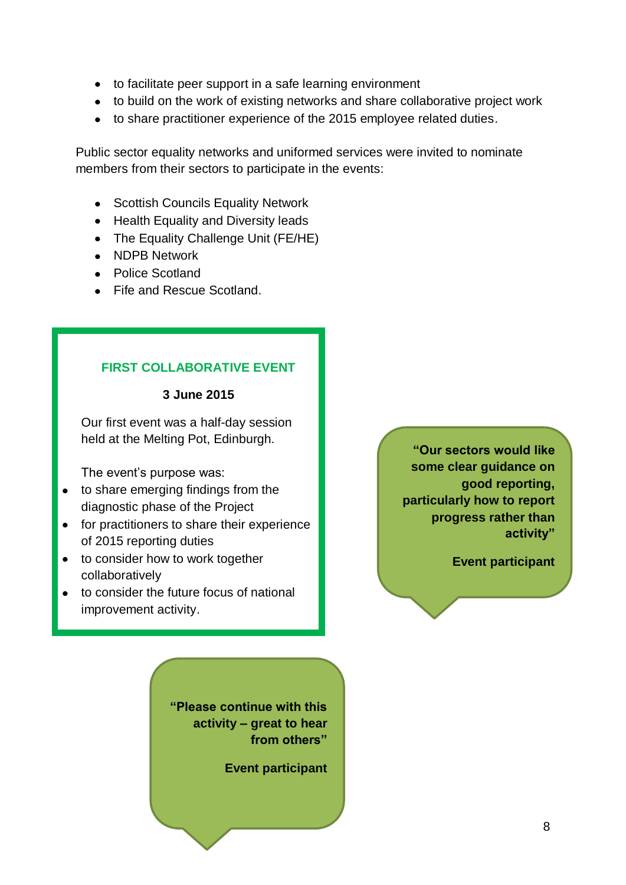- to facilitate peer support in a safe learning environment
- to build on the work of existing networks and share collaborative project work
- to share practitioner experience of the 2015 employee related duties.

Public sector equality networks and uniformed services were invited to nominate members from their sectors to participate in the events:

- Scottish Councils Equality Network
- Health Equality and Diversity leads
- The Equality Challenge Unit (FE/HE)
- NDPB Network
- Police Scotland
- Fife and Rescue Scotland.

### FIRST COLLABORATIVE EVENT

**3 June 2015**

Our first event was a half-day session held at the Melting Pot, Edinburgh.

The event's purpose was:

- to share emerging findings from the diagnostic phase of the Project
- for practitioners to share their experience of 2015 reporting duties
- to consider how to work together collaboratively
- to consider the future focus of national improvement activity.

**"Our sectors would like some clear guidance on good reporting, particularly how to report progress rather than activity"**

**Event participant**

**"Please continue with this activity – great to hear from others"**

**Event participant**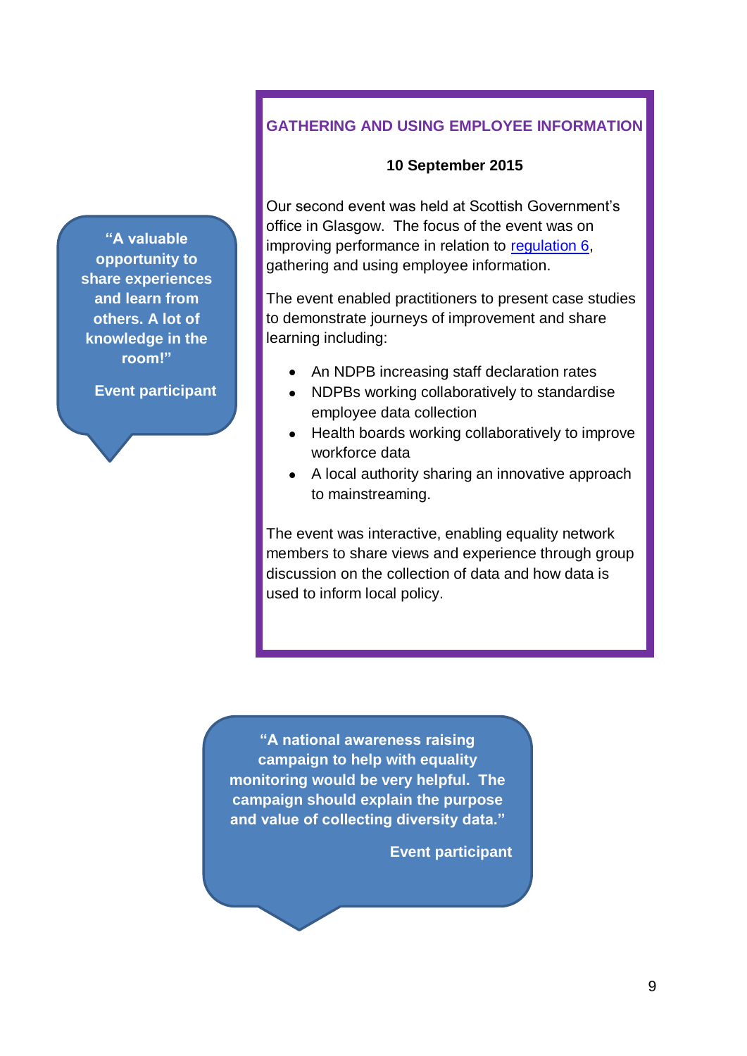> **"A valuable opportunity to share experiences and learn from others. A lot of knowledge in the room!"**
>
> **Event participant**

## GATHERING AND USING EMPLOYEE INFORMATION

**10 September 2015**

Our second event was held at Scottish Government's office in Glasgow. The focus of the event was on improving performance in relation to [regulation 6](), gathering and using employee information.

The event enabled practitioners to present case studies to demonstrate journeys of improvement and share learning including:

- An NDPB increasing staff declaration rates
- NDPBs working collaboratively to standardise employee data collection
- Health boards working collaboratively to improve workforce data
- A local authority sharing an innovative approach to mainstreaming.

The event was interactive, enabling equality network members to share views and experience through group discussion on the collection of data and how data is used to inform local policy.

> **"A national awareness raising campaign to help with equality monitoring would be very helpful. The campaign should explain the purpose and value of collecting diversity data."**
>
> **Event participant**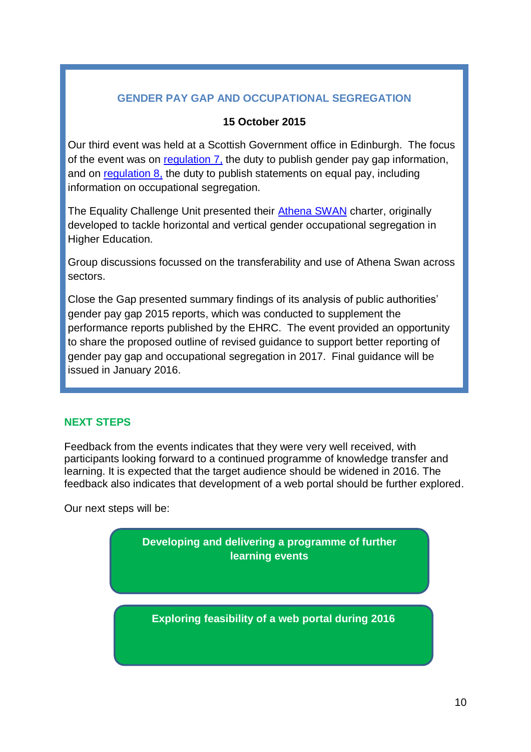## GENDER PAY GAP AND OCCUPATIONAL SEGREGATION

**15 October 2015**

Our third event was held at a Scottish Government office in Edinburgh. The focus of the event was on regulation 7, the duty to publish gender pay gap information, and on regulation 8, the duty to publish statements on equal pay, including information on occupational segregation.

The Equality Challenge Unit presented their Athena SWAN charter, originally developed to tackle horizontal and vertical gender occupational segregation in Higher Education.

Group discussions focussed on the transferability and use of Athena Swan across sectors.

Close the Gap presented summary findings of its analysis of public authorities' gender pay gap 2015 reports, which was conducted to supplement the performance reports published by the EHRC. The event provided an opportunity to share the proposed outline of revised guidance to support better reporting of gender pay gap and occupational segregation in 2017. Final guidance will be issued in January 2016.

## NEXT STEPS

Feedback from the events indicates that they were very well received, with participants looking forward to a continued programme of knowledge transfer and learning. It is expected that the target audience should be widened in 2016. The feedback also indicates that development of a web portal should be further explored.

Our next steps will be:

- **Developing and delivering a programme of further learning events**
- **Exploring feasibility of a web portal during 2016**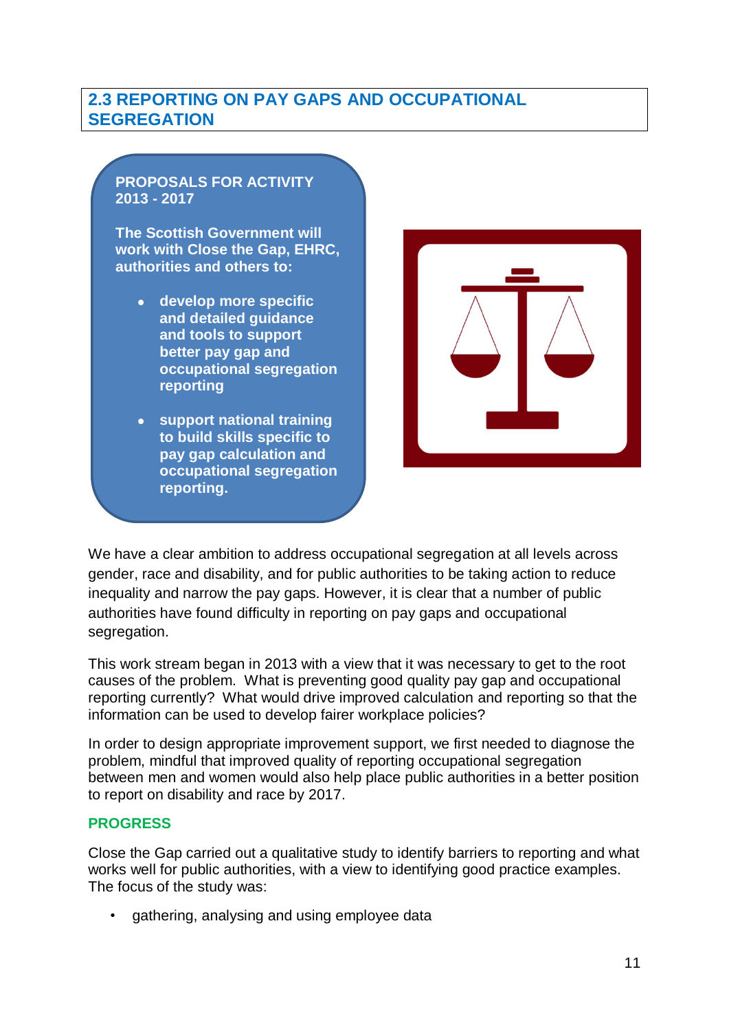## 2.3 REPORTING ON PAY GAPS AND OCCUPATIONAL SEGREGATION

**PROPOSALS FOR ACTIVITY 2013 - 2017**

**The Scottish Government will work with Close the Gap, EHRC, authorities and others to:**

- **develop more specific and detailed guidance and tools to support better pay gap and occupational segregation reporting**
- **support national training to build skills specific to pay gap calculation and occupational segregation reporting.**

We have a clear ambition to address occupational segregation at all levels across gender, race and disability, and for public authorities to be taking action to reduce inequality and narrow the pay gaps. However, it is clear that a number of public authorities have found difficulty in reporting on pay gaps and occupational segregation.

This work stream began in 2013 with a view that it was necessary to get to the root causes of the problem. What is preventing good quality pay gap and occupational reporting currently? What would drive improved calculation and reporting so that the information can be used to develop fairer workplace policies?

In order to design appropriate improvement support, we first needed to diagnose the problem, mindful that improved quality of reporting occupational segregation between men and women would also help place public authorities in a better position to report on disability and race by 2017.

### PROGRESS

Close the Gap carried out a qualitative study to identify barriers to reporting and what works well for public authorities, with a view to identifying good practice examples. The focus of the study was:

- gathering, analysing and using employee data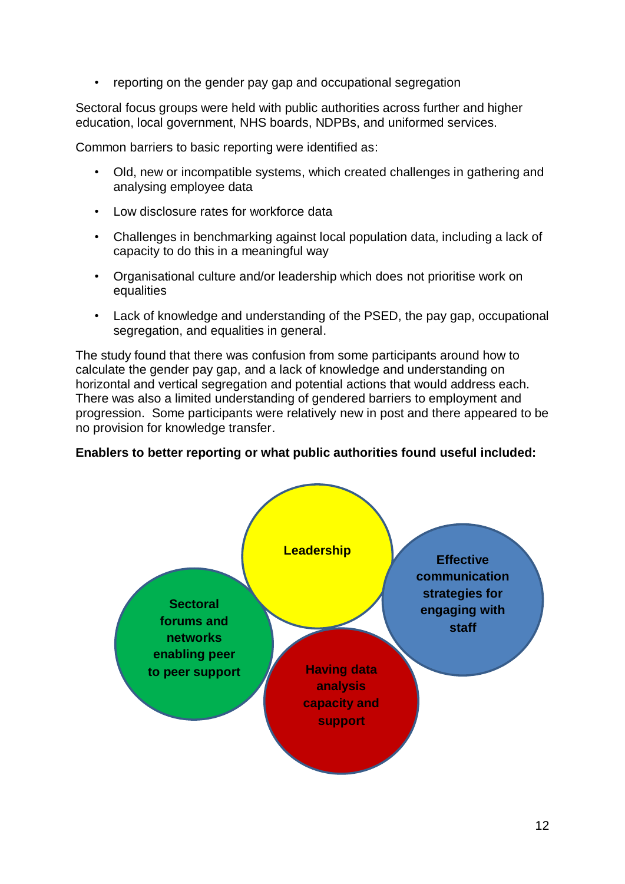- reporting on the gender pay gap and occupational segregation

Sectoral focus groups were held with public authorities across further and higher education, local government, NHS boards, NDPBs, and uniformed services.

Common barriers to basic reporting were identified as:

- Old, new or incompatible systems, which created challenges in gathering and analysing employee data
- Low disclosure rates for workforce data
- Challenges in benchmarking against local population data, including a lack of capacity to do this in a meaningful way
- Organisational culture and/or leadership which does not prioritise work on equalities
- Lack of knowledge and understanding of the PSED, the pay gap, occupational segregation, and equalities in general.

The study found that there was confusion from some participants around how to calculate the gender pay gap, and a lack of knowledge and understanding on horizontal and vertical segregation and potential actions that would address each. There was also a limited understanding of gendered barriers to employment and progression. Some participants were relatively new in post and there appeared to be no provision for knowledge transfer.

**Enablers to better reporting or what public authorities found useful included:**

- **Leadership**
- **Effective communication strategies for engaging with staff**
- **Sectoral forums and networks enabling peer to peer support**
- **Having data analysis capacity and support**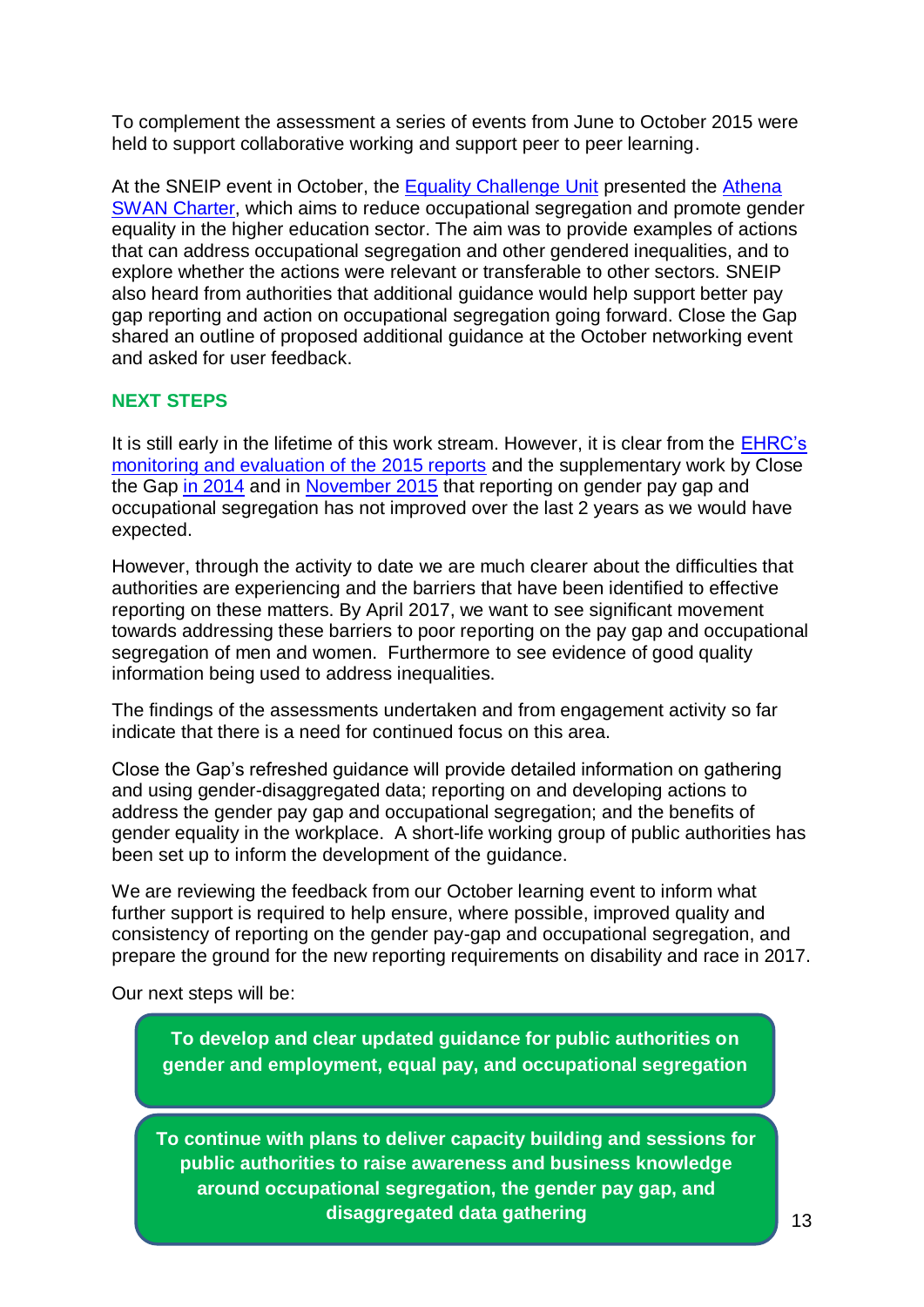To complement the assessment a series of events from June to October 2015 were held to support collaborative working and support peer to peer learning.

At the SNEIP event in October, the Equality Challenge Unit presented the Athena SWAN Charter, which aims to reduce occupational segregation and promote gender equality in the higher education sector. The aim was to provide examples of actions that can address occupational segregation and other gendered inequalities, and to explore whether the actions were relevant or transferable to other sectors. SNEIP also heard from authorities that additional guidance would help support better pay gap reporting and action on occupational segregation going forward. Close the Gap shared an outline of proposed additional guidance at the October networking event and asked for user feedback.

## NEXT STEPS

It is still early in the lifetime of this work stream. However, it is clear from the EHRC's monitoring and evaluation of the 2015 reports and the supplementary work by Close the Gap in 2014 and in November 2015 that reporting on gender pay gap and occupational segregation has not improved over the last 2 years as we would have expected.

However, through the activity to date we are much clearer about the difficulties that authorities are experiencing and the barriers that have been identified to effective reporting on these matters. By April 2017, we want to see significant movement towards addressing these barriers to poor reporting on the pay gap and occupational segregation of men and women. Furthermore to see evidence of good quality information being used to address inequalities.

The findings of the assessments undertaken and from engagement activity so far indicate that there is a need for continued focus on this area.

Close the Gap's refreshed guidance will provide detailed information on gathering and using gender-disaggregated data; reporting on and developing actions to address the gender pay gap and occupational segregation; and the benefits of gender equality in the workplace. A short-life working group of public authorities has been set up to inform the development of the guidance.

We are reviewing the feedback from our October learning event to inform what further support is required to help ensure, where possible, improved quality and consistency of reporting on the gender pay-gap and occupational segregation, and prepare the ground for the new reporting requirements on disability and race in 2017.

Our next steps will be:

**To develop and clear updated guidance for public authorities on gender and employment, equal pay, and occupational segregation**

**To continue with plans to deliver capacity building and sessions for public authorities to raise awareness and business knowledge around occupational segregation, the gender pay gap, and disaggregated data gathering**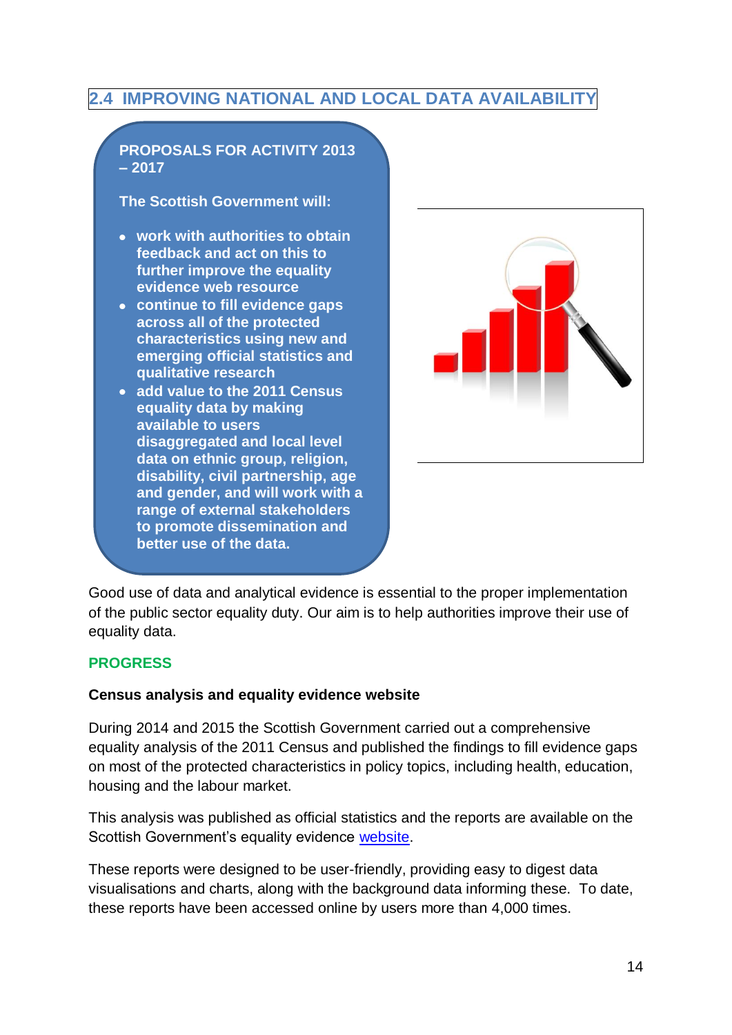## 2.4 IMPROVING NATIONAL AND LOCAL DATA AVAILABILITY

**PROPOSALS FOR ACTIVITY 2013 – 2017**

**The Scottish Government will:**

- **work with authorities to obtain feedback and act on this to further improve the equality evidence web resource**
- **continue to fill evidence gaps across all of the protected characteristics using new and emerging official statistics and qualitative research**
- **add value to the 2011 Census equality data by making available to users disaggregated and local level data on ethnic group, religion, disability, civil partnership, age and gender, and will work with a range of external stakeholders to promote dissemination and better use of the data.**

Good use of data and analytical evidence is essential to the proper implementation of the public sector equality duty. Our aim is to help authorities improve their use of equality data.

### PROGRESS

**Census analysis and equality evidence website**

During 2014 and 2015 the Scottish Government carried out a comprehensive equality analysis of the 2011 Census and published the findings to fill evidence gaps on most of the protected characteristics in policy topics, including health, education, housing and the labour market.

This analysis was published as official statistics and the reports are available on the Scottish Government's equality evidence website.

These reports were designed to be user-friendly, providing easy to digest data visualisations and charts, along with the background data informing these. To date, these reports have been accessed online by users more than 4,000 times.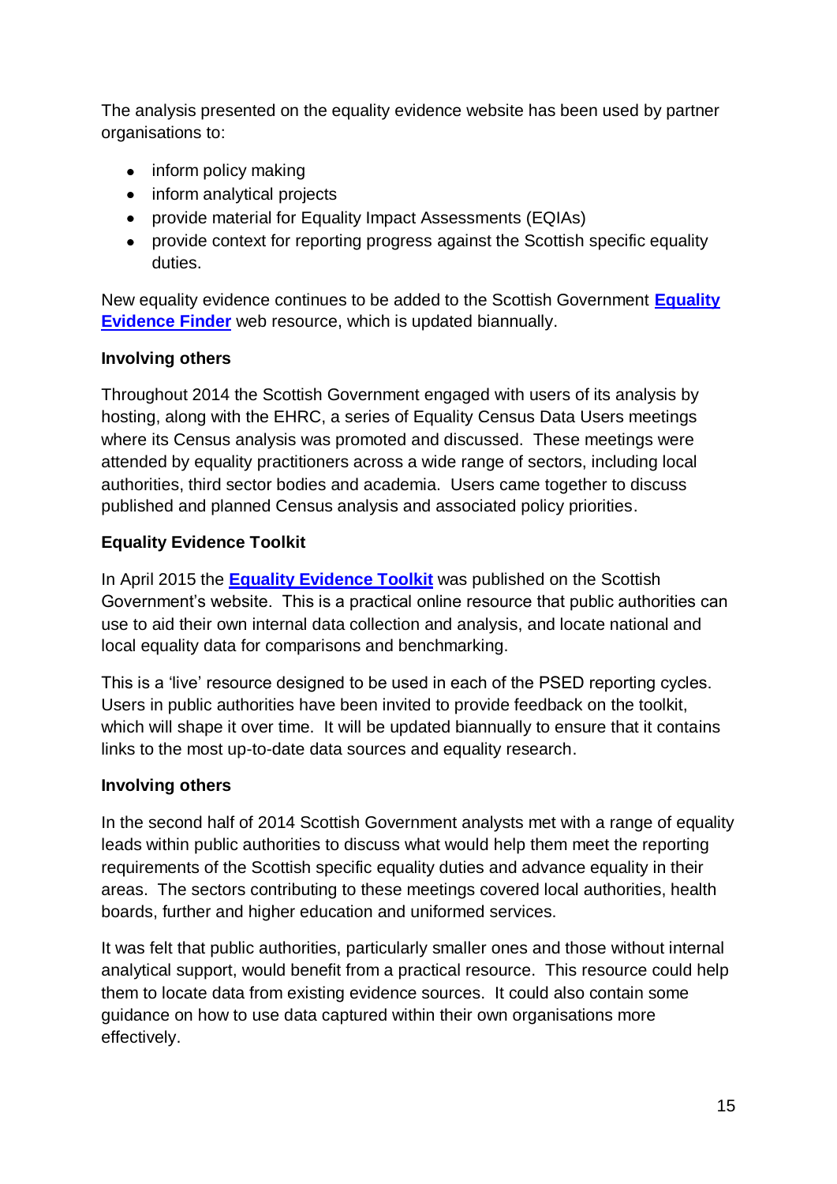The analysis presented on the equality evidence website has been used by partner organisations to:

- inform policy making
- inform analytical projects
- provide material for Equality Impact Assessments (EQIAs)
- provide context for reporting progress against the Scottish specific equality duties.

New equality evidence continues to be added to the Scottish Government **Equality Evidence Finder** web resource, which is updated biannually.

**Involving others**

Throughout 2014 the Scottish Government engaged with users of its analysis by hosting, along with the EHRC, a series of Equality Census Data Users meetings where its Census analysis was promoted and discussed. These meetings were attended by equality practitioners across a wide range of sectors, including local authorities, third sector bodies and academia. Users came together to discuss published and planned Census analysis and associated policy priorities.

**Equality Evidence Toolkit**

In April 2015 the **Equality Evidence Toolkit** was published on the Scottish Government's website. This is a practical online resource that public authorities can use to aid their own internal data collection and analysis, and locate national and local equality data for comparisons and benchmarking.

This is a 'live' resource designed to be used in each of the PSED reporting cycles. Users in public authorities have been invited to provide feedback on the toolkit, which will shape it over time. It will be updated biannually to ensure that it contains links to the most up-to-date data sources and equality research.

**Involving others**

In the second half of 2014 Scottish Government analysts met with a range of equality leads within public authorities to discuss what would help them meet the reporting requirements of the Scottish specific equality duties and advance equality in their areas. The sectors contributing to these meetings covered local authorities, health boards, further and higher education and uniformed services.

It was felt that public authorities, particularly smaller ones and those without internal analytical support, would benefit from a practical resource. This resource could help them to locate data from existing evidence sources. It could also contain some guidance on how to use data captured within their own organisations more effectively.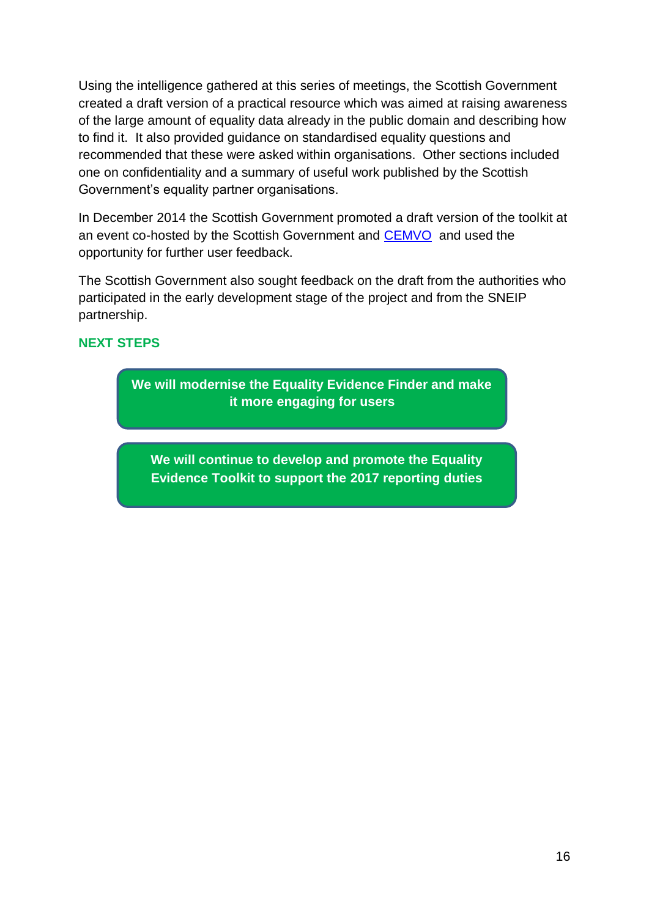Using the intelligence gathered at this series of meetings, the Scottish Government created a draft version of a practical resource which was aimed at raising awareness of the large amount of equality data already in the public domain and describing how to find it. It also provided guidance on standardised equality questions and recommended that these were asked within organisations. Other sections included one on confidentiality and a summary of useful work published by the Scottish Government's equality partner organisations.

In December 2014 the Scottish Government promoted a draft version of the toolkit at an event co-hosted by the Scottish Government and CEMVO and used the opportunity for further user feedback.

The Scottish Government also sought feedback on the draft from the authorities who participated in the early development stage of the project and from the SNEIP partnership.

## NEXT STEPS

**We will modernise the Equality Evidence Finder and make it more engaging for users**

**We will continue to develop and promote the Equality Evidence Toolkit to support the 2017 reporting duties**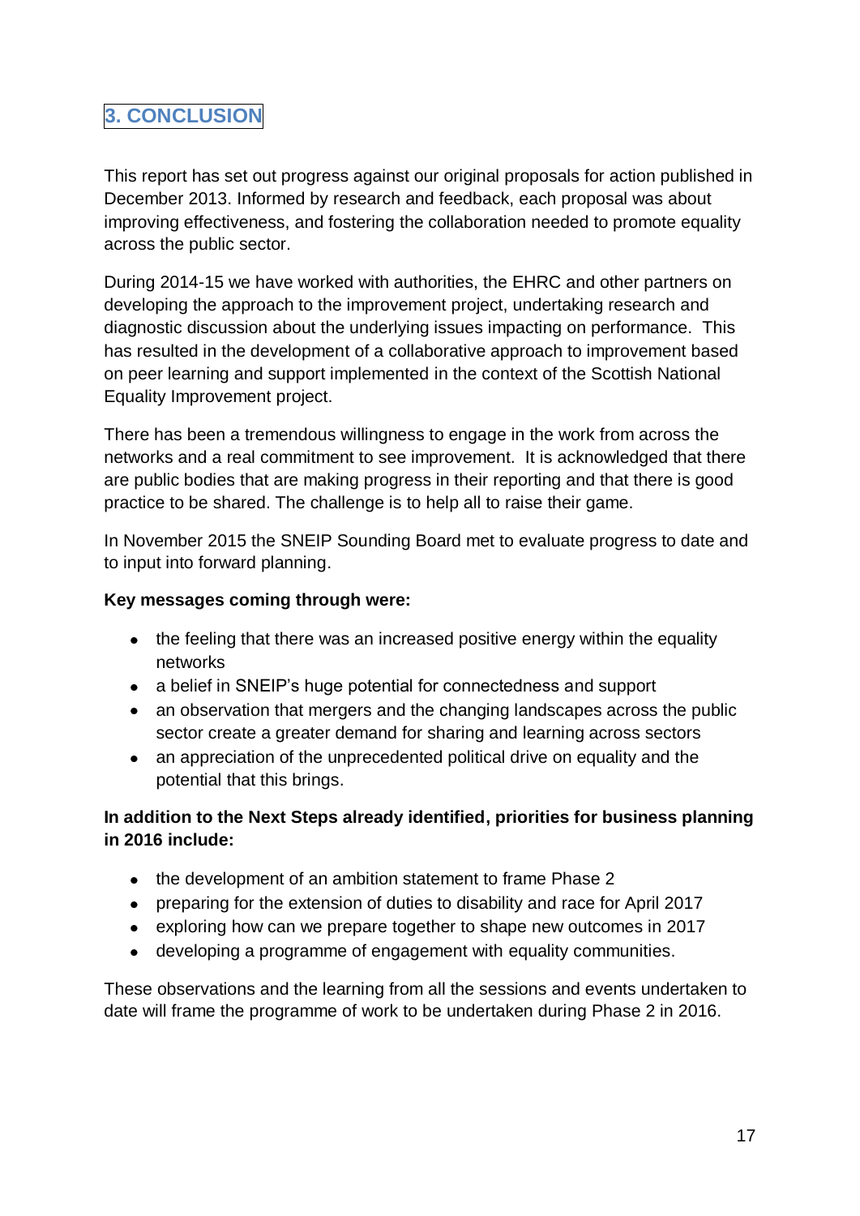## 3. CONCLUSION

This report has set out progress against our original proposals for action published in December 2013. Informed by research and feedback, each proposal was about improving effectiveness, and fostering the collaboration needed to promote equality across the public sector.

During 2014-15 we have worked with authorities, the EHRC and other partners on developing the approach to the improvement project, undertaking research and diagnostic discussion about the underlying issues impacting on performance. This has resulted in the development of a collaborative approach to improvement based on peer learning and support implemented in the context of the Scottish National Equality Improvement project.

There has been a tremendous willingness to engage in the work from across the networks and a real commitment to see improvement. It is acknowledged that there are public bodies that are making progress in their reporting and that there is good practice to be shared. The challenge is to help all to raise their game.

In November 2015 the SNEIP Sounding Board met to evaluate progress to date and to input into forward planning.

**Key messages coming through were:**

- the feeling that there was an increased positive energy within the equality networks
- a belief in SNEIP's huge potential for connectedness and support
- an observation that mergers and the changing landscapes across the public sector create a greater demand for sharing and learning across sectors
- an appreciation of the unprecedented political drive on equality and the potential that this brings.

**In addition to the Next Steps already identified, priorities for business planning in 2016 include:**

- the development of an ambition statement to frame Phase 2
- preparing for the extension of duties to disability and race for April 2017
- exploring how can we prepare together to shape new outcomes in 2017
- developing a programme of engagement with equality communities.

These observations and the learning from all the sessions and events undertaken to date will frame the programme of work to be undertaken during Phase 2 in 2016.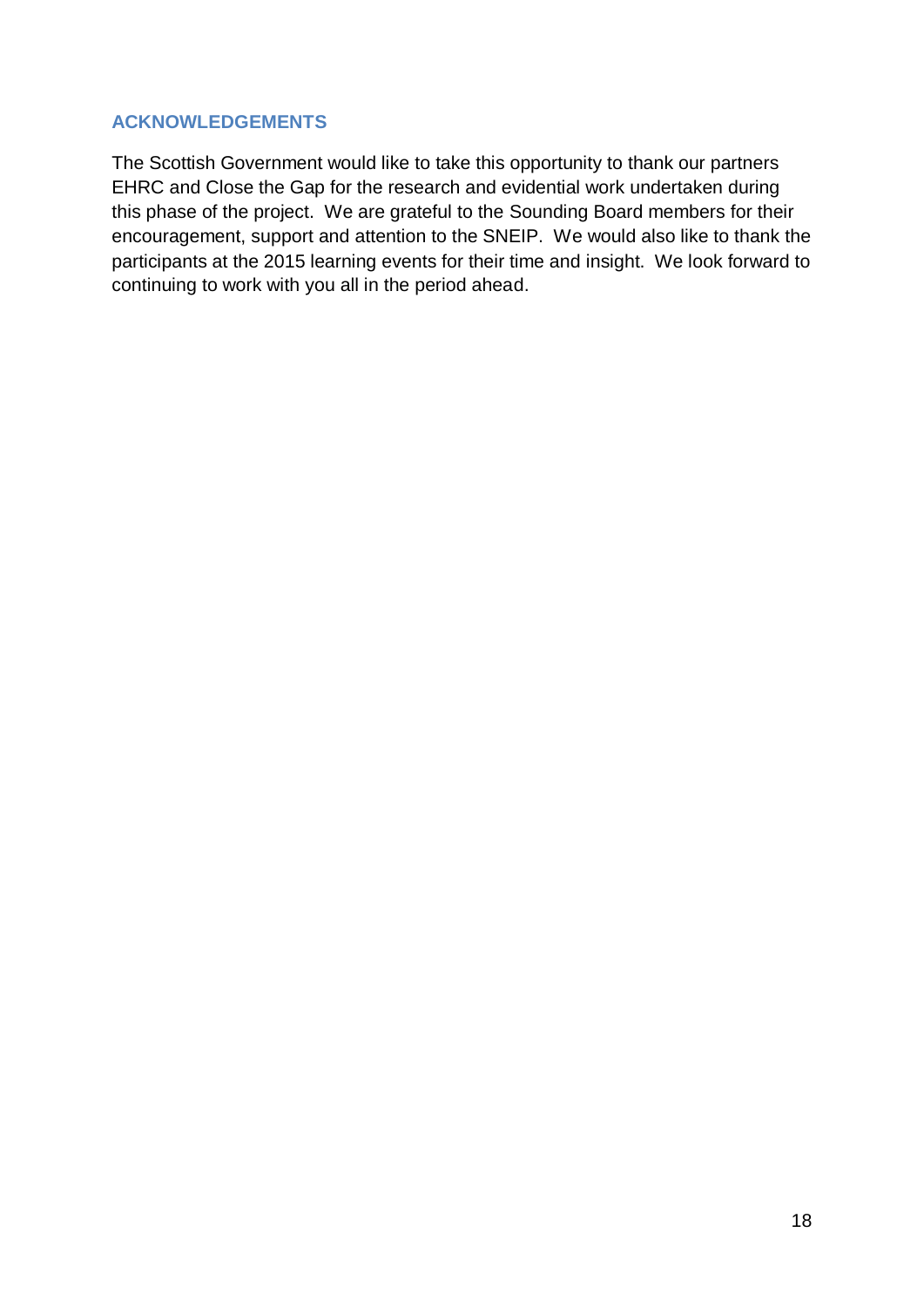## ACKNOWLEDGEMENTS

The Scottish Government would like to take this opportunity to thank our partners EHRC and Close the Gap for the research and evidential work undertaken during this phase of the project. We are grateful to the Sounding Board members for their encouragement, support and attention to the SNEIP. We would also like to thank the participants at the 2015 learning events for their time and insight. We look forward to continuing to work with you all in the period ahead.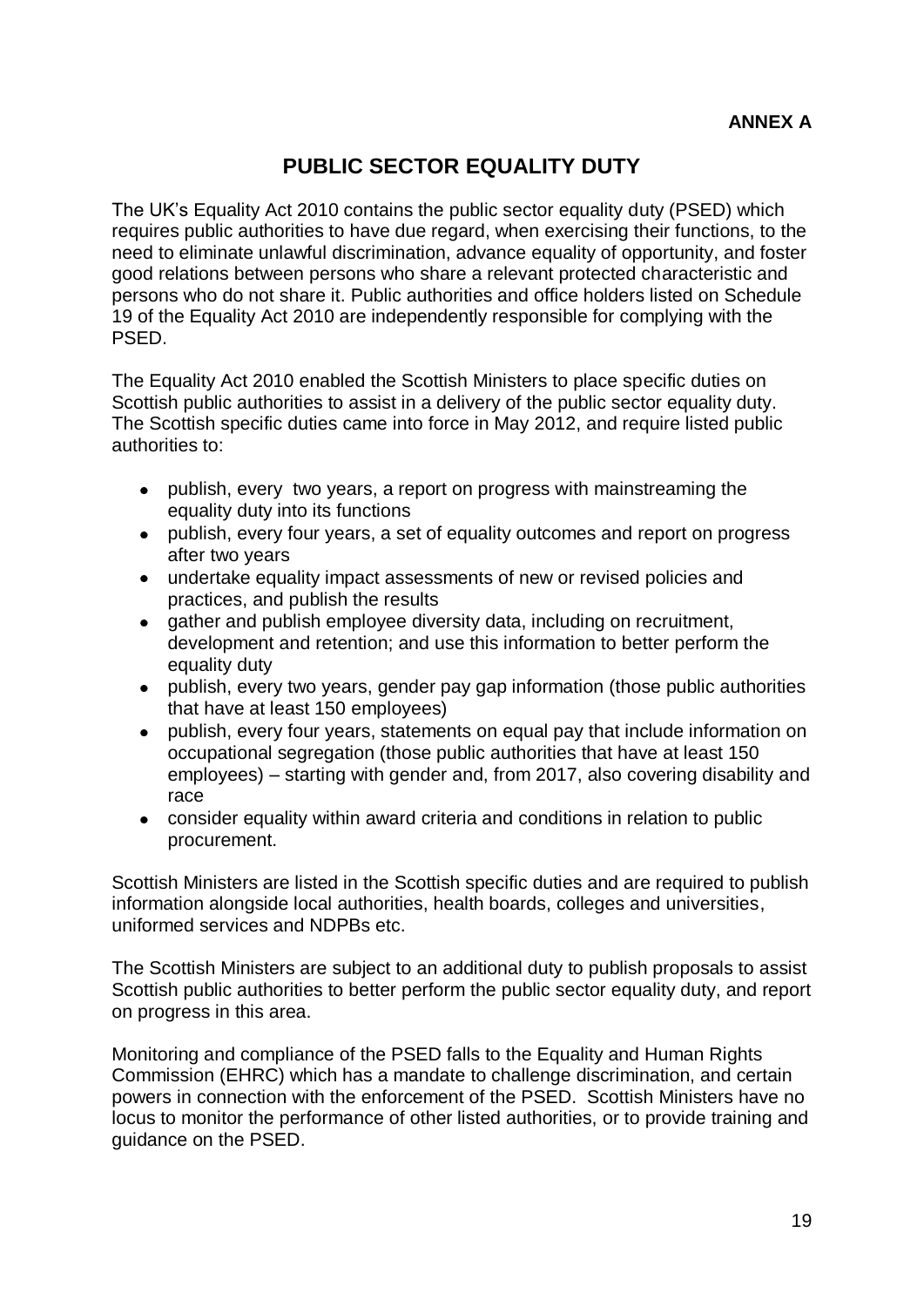**ANNEX A**

# PUBLIC SECTOR EQUALITY DUTY

The UK's Equality Act 2010 contains the public sector equality duty (PSED) which requires public authorities to have due regard, when exercising their functions, to the need to eliminate unlawful discrimination, advance equality of opportunity, and foster good relations between persons who share a relevant protected characteristic and persons who do not share it. Public authorities and office holders listed on Schedule 19 of the Equality Act 2010 are independently responsible for complying with the PSED.

The Equality Act 2010 enabled the Scottish Ministers to place specific duties on Scottish public authorities to assist in a delivery of the public sector equality duty. The Scottish specific duties came into force in May 2012, and require listed public authorities to:

- publish, every two years, a report on progress with mainstreaming the equality duty into its functions
- publish, every four years, a set of equality outcomes and report on progress after two years
- undertake equality impact assessments of new or revised policies and practices, and publish the results
- gather and publish employee diversity data, including on recruitment, development and retention; and use this information to better perform the equality duty
- publish, every two years, gender pay gap information (those public authorities that have at least 150 employees)
- publish, every four years, statements on equal pay that include information on occupational segregation (those public authorities that have at least 150 employees) – starting with gender and, from 2017, also covering disability and race
- consider equality within award criteria and conditions in relation to public procurement.

Scottish Ministers are listed in the Scottish specific duties and are required to publish information alongside local authorities, health boards, colleges and universities, uniformed services and NDPBs etc.

The Scottish Ministers are subject to an additional duty to publish proposals to assist Scottish public authorities to better perform the public sector equality duty, and report on progress in this area.

Monitoring and compliance of the PSED falls to the Equality and Human Rights Commission (EHRC) which has a mandate to challenge discrimination, and certain powers in connection with the enforcement of the PSED. Scottish Ministers have no locus to monitor the performance of other listed authorities, or to provide training and guidance on the PSED.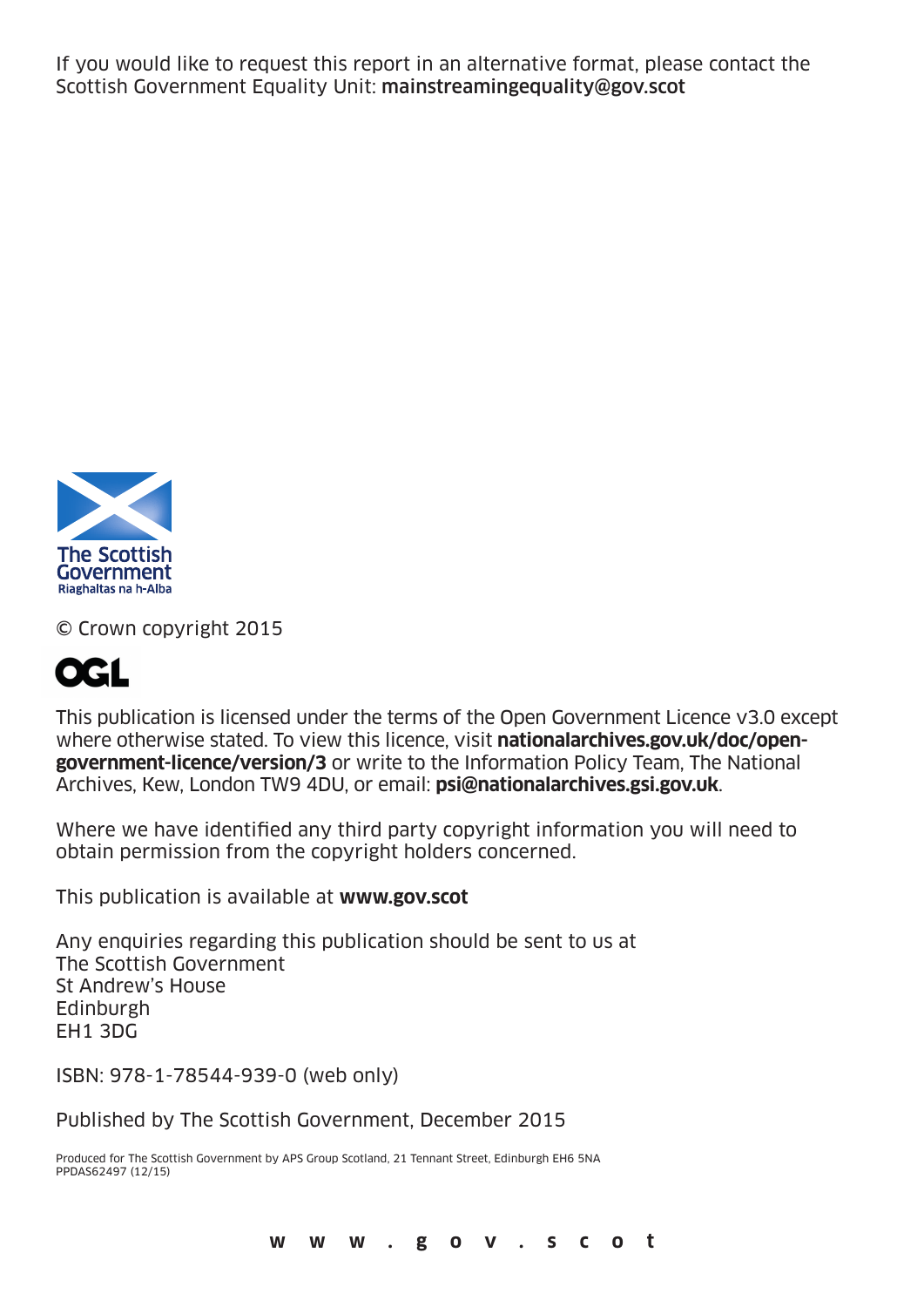If you would like to request this report in an alternative format, please contact the Scottish Government Equality Unit: mainstreamingequality@gov.scot

The Scottish Government
Riaghaltas na h-Alba

© Crown copyright 2015

OGL

This publication is licensed under the terms of the Open Government Licence v3.0 except where otherwise stated. To view this licence, visit **nationalarchives.gov.uk/doc/open-government-licence/version/3** or write to the Information Policy Team, The National Archives, Kew, London TW9 4DU, or email: **psi@nationalarchives.gsi.gov.uk**.

Where we have identified any third party copyright information you will need to obtain permission from the copyright holders concerned.

This publication is available at **www.gov.scot**

Any enquiries regarding this publication should be sent to us at
The Scottish Government
St Andrew's House
Edinburgh
EH1 3DG

ISBN: 978-1-78544-939-0 (web only)

Published by The Scottish Government, December 2015

Produced for The Scottish Government by APS Group Scotland, 21 Tennant Street, Edinburgh EH6 5NA
PPDAS62497 (12/15)

**w w w . g o v . s c o t**